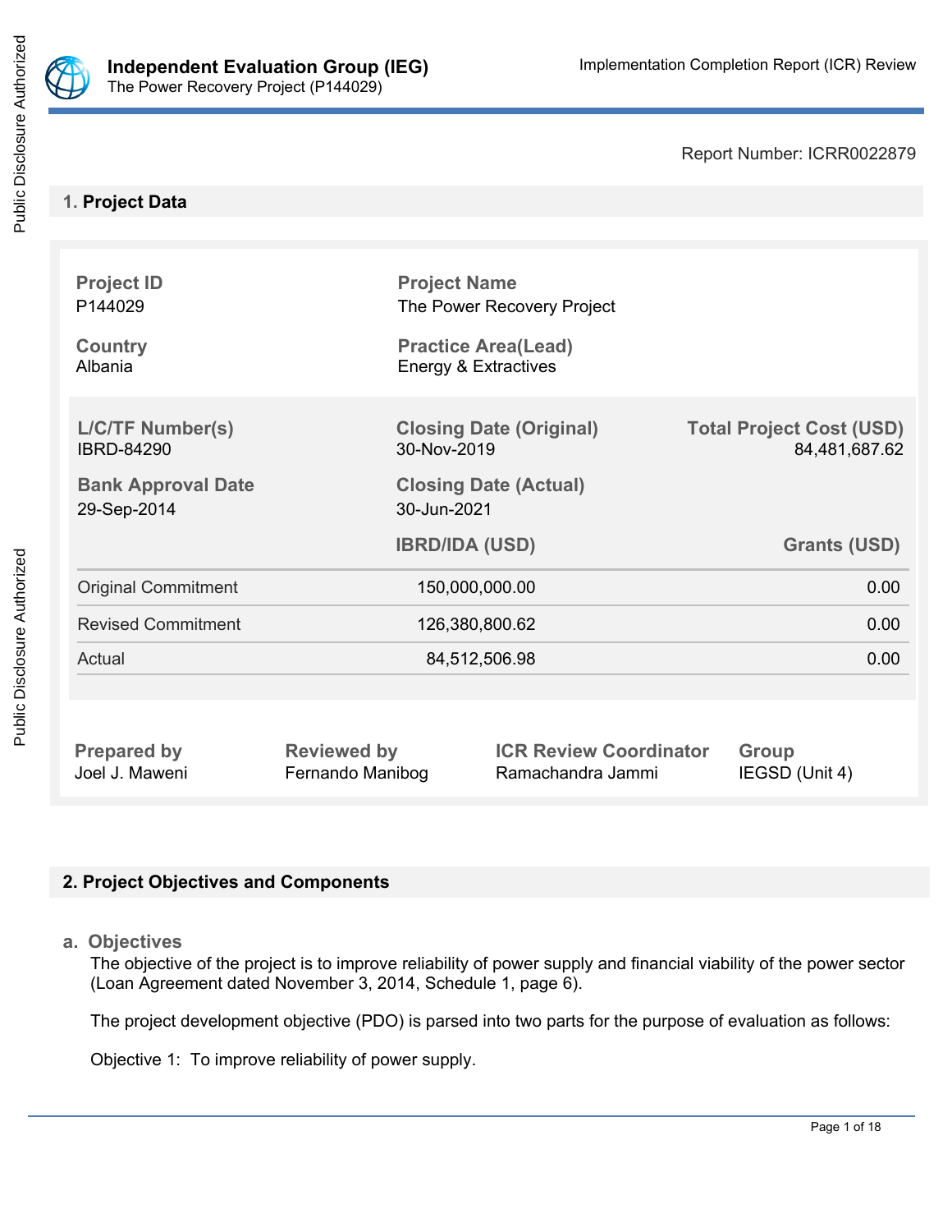Report Number: ICRR0022879

## 1. Project Data

| Project ID | Project Name |
|---|---|
| P144029 | The Power Recovery Project |

| Country | Practice Area(Lead) |
|---|---|
| Albania | Energy & Extractives |

| L/C/TF Number(s) | Closing Date (Original) | Total Project Cost (USD) |
|---|---|---|
| IBRD-84290 | 30-Nov-2019 | 84,481,687.62 |

| Bank Approval Date | Closing Date (Actual) |
|---|---|
| 29-Sep-2014 | 30-Jun-2021 |

| | IBRD/IDA (USD) | Grants (USD) |
|---|---|---|
| Original Commitment | 150,000,000.00 | 0.00 |
| Revised Commitment | 126,380,800.62 | 0.00 |
| Actual | 84,512,506.98 | 0.00 |

| Prepared by | Reviewed by | ICR Review Coordinator | Group |
|---|---|---|---|
| Joel J. Maweni | Fernando Manibog | Ramachandra Jammi | IEGSD (Unit 4) |

## 2. Project Objectives and Components

### a. Objectives

The objective of the project is to improve reliability of power supply and financial viability of the power sector (Loan Agreement dated November 3, 2014, Schedule 1, page 6).

The project development objective (PDO) is parsed into two parts for the purpose of evaluation as follows:

Objective 1: To improve reliability of power supply.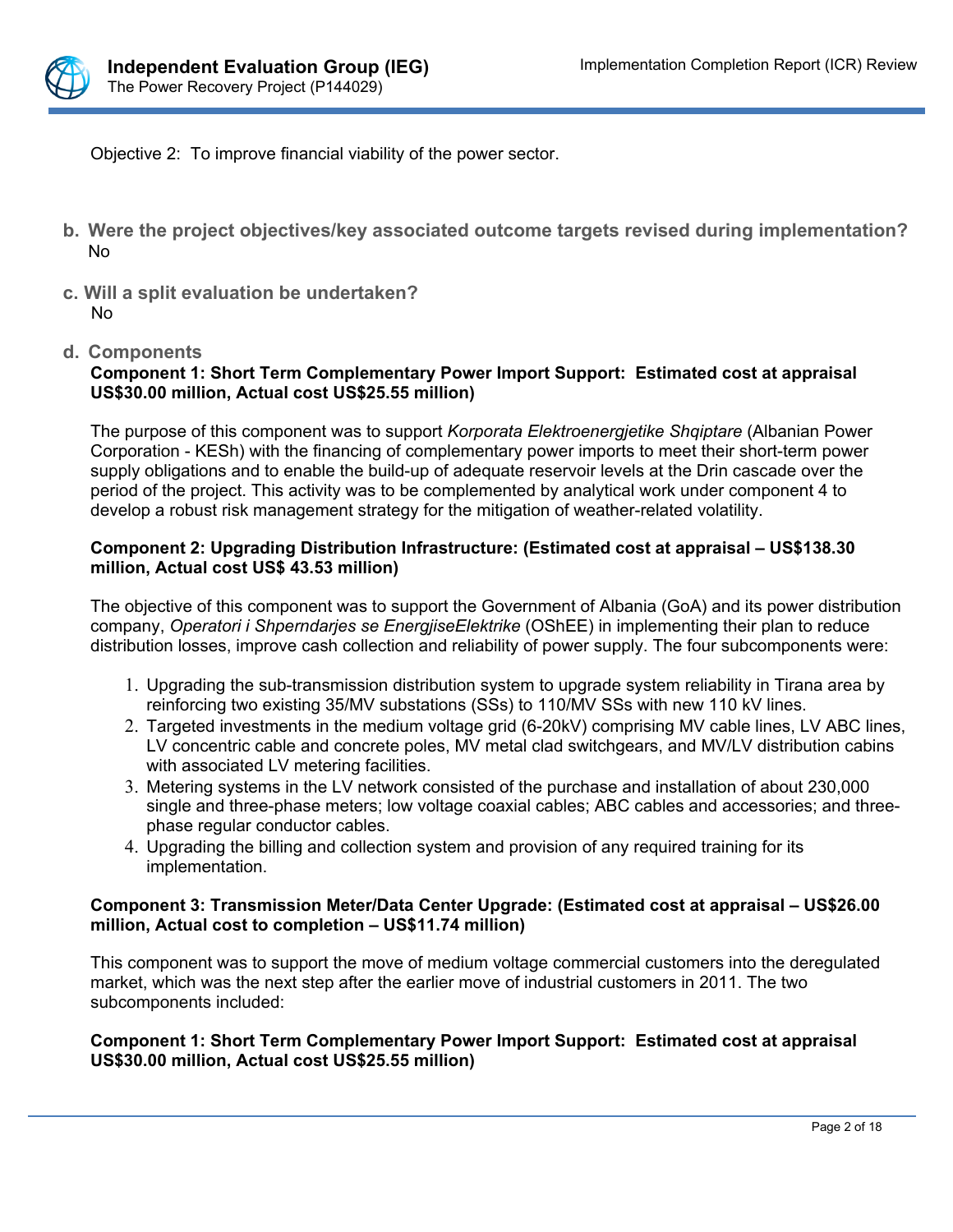Objective 2: To improve financial viability of the power sector.

**b. Were the project objectives/key associated outcome targets revised during implementation?**
No

**c. Will a split evaluation be undertaken?**
No

**d. Components**

**Component 1: Short Term Complementary Power Import Support: Estimated cost at appraisal US$30.00 million, Actual cost US$25.55 million)**

The purpose of this component was to support *Korporata Elektroenergjetike Shqiptare* (Albanian Power Corporation - KESh) with the financing of complementary power imports to meet their short-term power supply obligations and to enable the build-up of adequate reservoir levels at the Drin cascade over the period of the project. This activity was to be complemented by analytical work under component 4 to develop a robust risk management strategy for the mitigation of weather-related volatility.

**Component 2: Upgrading Distribution Infrastructure: (Estimated cost at appraisal – US$138.30 million, Actual cost US$ 43.53 million)**

The objective of this component was to support the Government of Albania (GoA) and its power distribution company, *Operatori i Shperndarjes se EnergjiseElektrike* (OShEE) in implementing their plan to reduce distribution losses, improve cash collection and reliability of power supply. The four subcomponents were:

1. Upgrading the sub-transmission distribution system to upgrade system reliability in Tirana area by reinforcing two existing 35/MV substations (SSs) to 110/MV SSs with new 110 kV lines.
2. Targeted investments in the medium voltage grid (6-20kV) comprising MV cable lines, LV ABC lines, LV concentric cable and concrete poles, MV metal clad switchgears, and MV/LV distribution cabins with associated LV metering facilities.
3. Metering systems in the LV network consisted of the purchase and installation of about 230,000 single and three-phase meters; low voltage coaxial cables; ABC cables and accessories; and three-phase regular conductor cables.
4. Upgrading the billing and collection system and provision of any required training for its implementation.

**Component 3: Transmission Meter/Data Center Upgrade: (Estimated cost at appraisal – US$26.00 million, Actual cost to completion – US$11.74 million)**

This component was to support the move of medium voltage commercial customers into the deregulated market, which was the next step after the earlier move of industrial customers in 2011. The two subcomponents included:

**Component 1: Short Term Complementary Power Import Support: Estimated cost at appraisal US$30.00 million, Actual cost US$25.55 million)**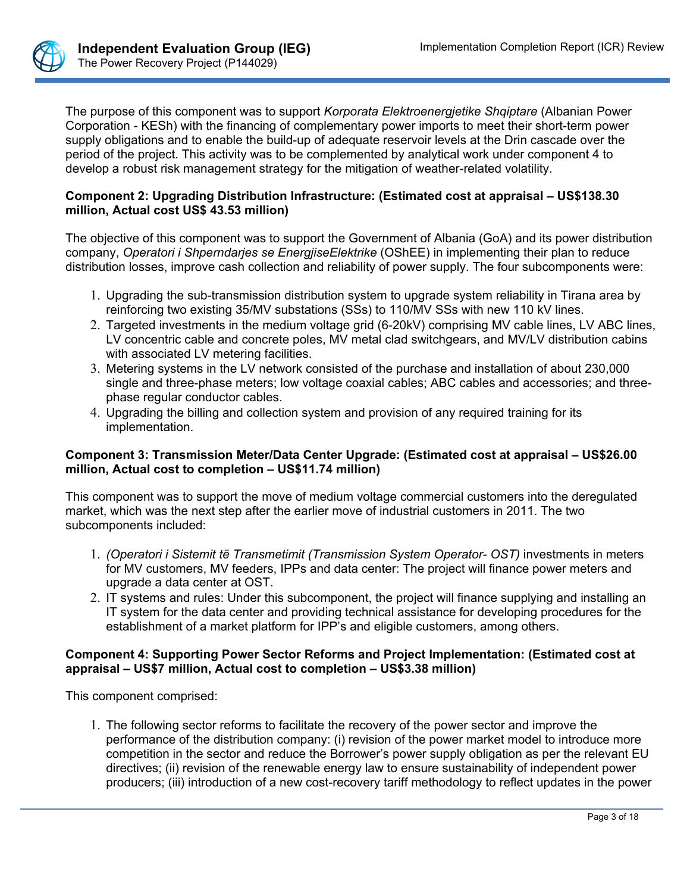The purpose of this component was to support *Korporata Elektroenergjetike Shqiptare* (Albanian Power Corporation - KESh) with the financing of complementary power imports to meet their short-term power supply obligations and to enable the build-up of adequate reservoir levels at the Drin cascade over the period of the project. This activity was to be complemented by analytical work under component 4 to develop a robust risk management strategy for the mitigation of weather-related volatility.

**Component 2: Upgrading Distribution Infrastructure: (Estimated cost at appraisal – US$138.30 million, Actual cost US$ 43.53 million)**

The objective of this component was to support the Government of Albania (GoA) and its power distribution company, *Operatori i Shperndarjes se EnergjiseElektrike* (OShEE) in implementing their plan to reduce distribution losses, improve cash collection and reliability of power supply. The four subcomponents were:

1. Upgrading the sub-transmission distribution system to upgrade system reliability in Tirana area by reinforcing two existing 35/MV substations (SSs) to 110/MV SSs with new 110 kV lines.
2. Targeted investments in the medium voltage grid (6-20kV) comprising MV cable lines, LV ABC lines, LV concentric cable and concrete poles, MV metal clad switchgears, and MV/LV distribution cabins with associated LV metering facilities.
3. Metering systems in the LV network consisted of the purchase and installation of about 230,000 single and three-phase meters; low voltage coaxial cables; ABC cables and accessories; and three-phase regular conductor cables.
4. Upgrading the billing and collection system and provision of any required training for its implementation.

**Component 3: Transmission Meter/Data Center Upgrade: (Estimated cost at appraisal – US$26.00 million, Actual cost to completion – US$11.74 million)**

This component was to support the move of medium voltage commercial customers into the deregulated market, which was the next step after the earlier move of industrial customers in 2011. The two subcomponents included:

1. *(Operatori i Sistemit të Transmetimit (Transmission System Operator- OST)* investments in meters for MV customers, MV feeders, IPPs and data center: The project will finance power meters and upgrade a data center at OST.
2. IT systems and rules: Under this subcomponent, the project will finance supplying and installing an IT system for the data center and providing technical assistance for developing procedures for the establishment of a market platform for IPP's and eligible customers, among others.

**Component 4: Supporting Power Sector Reforms and Project Implementation: (Estimated cost at appraisal – US$7 million, Actual cost to completion – US$3.38 million)**

This component comprised:

1. The following sector reforms to facilitate the recovery of the power sector and improve the performance of the distribution company: (i) revision of the power market model to introduce more competition in the sector and reduce the Borrower's power supply obligation as per the relevant EU directives; (ii) revision of the renewable energy law to ensure sustainability of independent power producers; (iii) introduction of a new cost-recovery tariff methodology to reflect updates in the power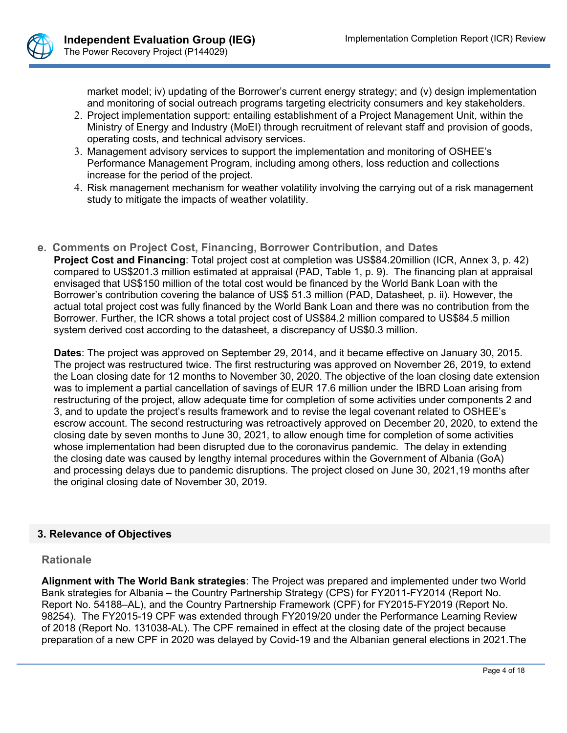market model; iv) updating of the Borrower's current energy strategy; and (v) design implementation and monitoring of social outreach programs targeting electricity consumers and key stakeholders.

2. Project implementation support: entailing establishment of a Project Management Unit, within the Ministry of Energy and Industry (MoEI) through recruitment of relevant staff and provision of goods, operating costs, and technical advisory services.
3. Management advisory services to support the implementation and monitoring of OSHEE's Performance Management Program, including among others, loss reduction and collections increase for the period of the project.
4. Risk management mechanism for weather volatility involving the carrying out of a risk management study to mitigate the impacts of weather volatility.

### e. Comments on Project Cost, Financing, Borrower Contribution, and Dates

**Project Cost and Financing**: Total project cost at completion was US$84.20million (ICR, Annex 3, p. 42) compared to US$201.3 million estimated at appraisal (PAD, Table 1, p. 9). The financing plan at appraisal envisaged that US$150 million of the total cost would be financed by the World Bank Loan with the Borrower's contribution covering the balance of US$ 51.3 million (PAD, Datasheet, p. ii). However, the actual total project cost was fully financed by the World Bank Loan and there was no contribution from the Borrower. Further, the ICR shows a total project cost of US$84.2 million compared to US$84.5 million system derived cost according to the datasheet, a discrepancy of US$0.3 million.

**Dates**: The project was approved on September 29, 2014, and it became effective on January 30, 2015. The project was restructured twice. The first restructuring was approved on November 26, 2019, to extend the Loan closing date for 12 months to November 30, 2020. The objective of the loan closing date extension was to implement a partial cancellation of savings of EUR 17.6 million under the IBRD Loan arising from restructuring of the project, allow adequate time for completion of some activities under components 2 and 3, and to update the project's results framework and to revise the legal covenant related to OSHEE's escrow account. The second restructuring was retroactively approved on December 20, 2020, to extend the closing date by seven months to June 30, 2021, to allow enough time for completion of some activities whose implementation had been disrupted due to the coronavirus pandemic. The delay in extending the closing date was caused by lengthy internal procedures within the Government of Albania (GoA) and processing delays due to pandemic disruptions. The project closed on June 30, 2021,19 months after the original closing date of November 30, 2019.

## 3. Relevance of Objectives

### Rationale

**Alignment with The World Bank strategies**: The Project was prepared and implemented under two World Bank strategies for Albania – the Country Partnership Strategy (CPS) for FY2011-FY2014 (Report No. Report No. 54188–AL), and the Country Partnership Framework (CPF) for FY2015-FY2019 (Report No. 98254). The FY2015-19 CPF was extended through FY2019/20 under the Performance Learning Review of 2018 (Report No. 131038-AL). The CPF remained in effect at the closing date of the project because preparation of a new CPF in 2020 was delayed by Covid-19 and the Albanian general elections in 2021.The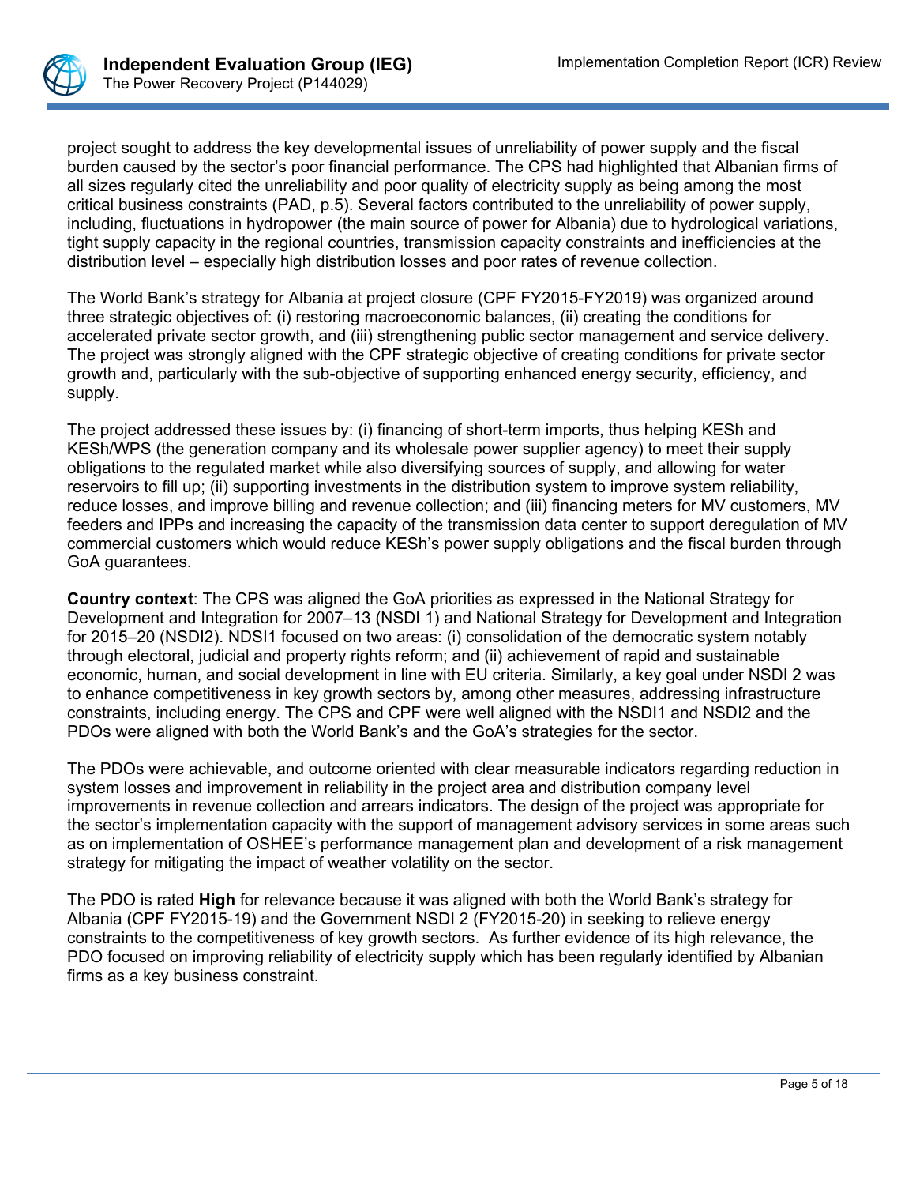project sought to address the key developmental issues of unreliability of power supply and the fiscal burden caused by the sector's poor financial performance. The CPS had highlighted that Albanian firms of all sizes regularly cited the unreliability and poor quality of electricity supply as being among the most critical business constraints (PAD, p.5). Several factors contributed to the unreliability of power supply, including, fluctuations in hydropower (the main source of power for Albania) due to hydrological variations, tight supply capacity in the regional countries, transmission capacity constraints and inefficiencies at the distribution level – especially high distribution losses and poor rates of revenue collection.

The World Bank's strategy for Albania at project closure (CPF FY2015-FY2019) was organized around three strategic objectives of: (i) restoring macroeconomic balances, (ii) creating the conditions for accelerated private sector growth, and (iii) strengthening public sector management and service delivery. The project was strongly aligned with the CPF strategic objective of creating conditions for private sector growth and, particularly with the sub-objective of supporting enhanced energy security, efficiency, and supply.

The project addressed these issues by: (i) financing of short-term imports, thus helping KESh and KESh/WPS (the generation company and its wholesale power supplier agency) to meet their supply obligations to the regulated market while also diversifying sources of supply, and allowing for water reservoirs to fill up; (ii) supporting investments in the distribution system to improve system reliability, reduce losses, and improve billing and revenue collection; and (iii) financing meters for MV customers, MV feeders and IPPs and increasing the capacity of the transmission data center to support deregulation of MV commercial customers which would reduce KESh's power supply obligations and the fiscal burden through GoA guarantees.

**Country context**: The CPS was aligned the GoA priorities as expressed in the National Strategy for Development and Integration for 2007–13 (NSDI 1) and National Strategy for Development and Integration for 2015–20 (NSDI2). NDSI1 focused on two areas: (i) consolidation of the democratic system notably through electoral, judicial and property rights reform; and (ii) achievement of rapid and sustainable economic, human, and social development in line with EU criteria. Similarly, a key goal under NSDI 2 was to enhance competitiveness in key growth sectors by, among other measures, addressing infrastructure constraints, including energy. The CPS and CPF were well aligned with the NSDI1 and NSDI2 and the PDOs were aligned with both the World Bank's and the GoA's strategies for the sector.

The PDOs were achievable, and outcome oriented with clear measurable indicators regarding reduction in system losses and improvement in reliability in the project area and distribution company level improvements in revenue collection and arrears indicators. The design of the project was appropriate for the sector's implementation capacity with the support of management advisory services in some areas such as on implementation of OSHEE's performance management plan and development of a risk management strategy for mitigating the impact of weather volatility on the sector.

The PDO is rated **High** for relevance because it was aligned with both the World Bank's strategy for Albania (CPF FY2015-19) and the Government NSDI 2 (FY2015-20) in seeking to relieve energy constraints to the competitiveness of key growth sectors. As further evidence of its high relevance, the PDO focused on improving reliability of electricity supply which has been regularly identified by Albanian firms as a key business constraint.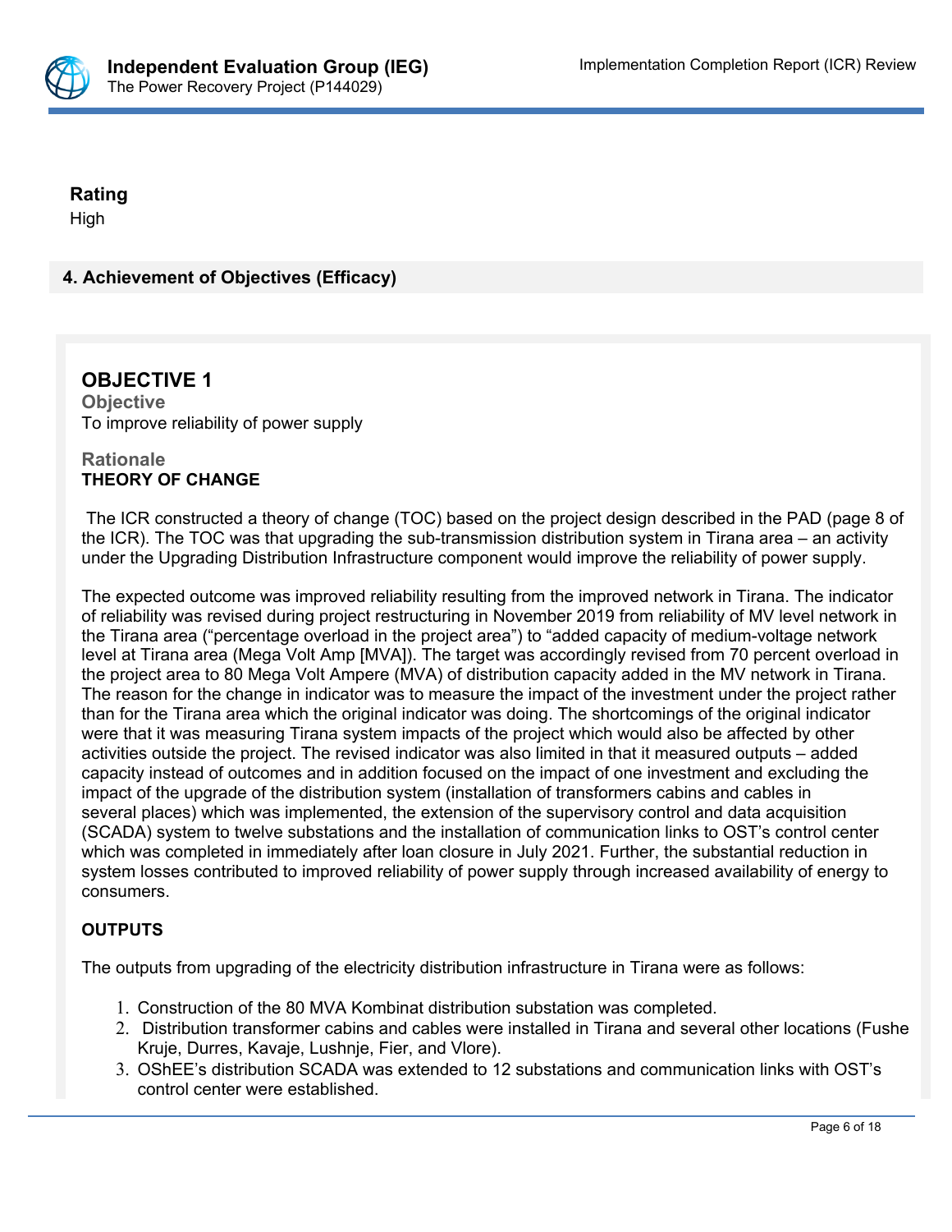**Rating**
High

## 4. Achievement of Objectives (Efficacy)

### OBJECTIVE 1

**Objective**
To improve reliability of power supply

**Rationale**
**THEORY OF CHANGE**

The ICR constructed a theory of change (TOC) based on the project design described in the PAD (page 8 of the ICR). The TOC was that upgrading the sub-transmission distribution system in Tirana area – an activity under the Upgrading Distribution Infrastructure component would improve the reliability of power supply.

The expected outcome was improved reliability resulting from the improved network in Tirana. The indicator of reliability was revised during project restructuring in November 2019 from reliability of MV level network in the Tirana area ("percentage overload in the project area") to "added capacity of medium-voltage network level at Tirana area (Mega Volt Amp [MVA]). The target was accordingly revised from 70 percent overload in the project area to 80 Mega Volt Ampere (MVA) of distribution capacity added in the MV network in Tirana. The reason for the change in indicator was to measure the impact of the investment under the project rather than for the Tirana area which the original indicator was doing. The shortcomings of the original indicator were that it was measuring Tirana system impacts of the project which would also be affected by other activities outside the project. The revised indicator was also limited in that it measured outputs – added capacity instead of outcomes and in addition focused on the impact of one investment and excluding the impact of the upgrade of the distribution system (installation of transformers cabins and cables in several places) which was implemented, the extension of the supervisory control and data acquisition (SCADA) system to twelve substations and the installation of communication links to OST's control center which was completed in immediately after loan closure in July 2021. Further, the substantial reduction in system losses contributed to improved reliability of power supply through increased availability of energy to consumers.

**OUTPUTS**

The outputs from upgrading of the electricity distribution infrastructure in Tirana were as follows:

1. Construction of the 80 MVA Kombinat distribution substation was completed.
2. Distribution transformer cabins and cables were installed in Tirana and several other locations (Fushe Kruje, Durres, Kavaje, Lushnje, Fier, and Vlore).
3. OShEE's distribution SCADA was extended to 12 substations and communication links with OST's control center were established.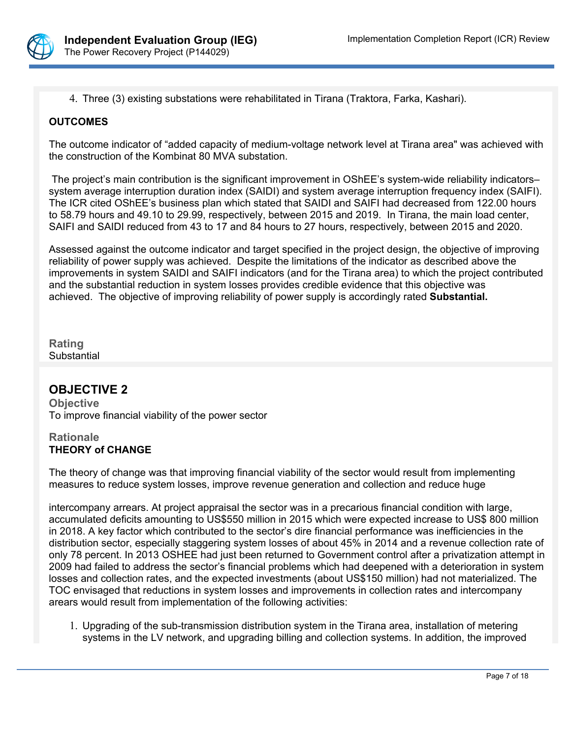4. Three (3) existing substations were rehabilitated in Tirana (Traktora, Farka, Kashari).

**OUTCOMES**

The outcome indicator of “added capacity of medium-voltage network level at Tirana area" was achieved with the construction of the Kombinat 80 MVA substation.

The project’s main contribution is the significant improvement in OShEE’s system-wide reliability indicators– system average interruption duration index (SAIDI) and system average interruption frequency index (SAIFI). The ICR cited OShEE’s business plan which stated that SAIDI and SAIFI had decreased from 122.00 hours to 58.79 hours and 49.10 to 29.99, respectively, between 2015 and 2019. In Tirana, the main load center, SAIFI and SAIDI reduced from 43 to 17 and 84 hours to 27 hours, respectively, between 2015 and 2020.

Assessed against the outcome indicator and target specified in the project design, the objective of improving reliability of power supply was achieved. Despite the limitations of the indicator as described above the improvements in system SAIDI and SAIFI indicators (and for the Tirana area) to which the project contributed and the substantial reduction in system losses provides credible evidence that this objective was achieved. The objective of improving reliability of power supply is accordingly rated **Substantial.**

**Rating**
Substantial

## OBJECTIVE 2

**Objective**
To improve financial viability of the power sector

**Rationale**
**THEORY of CHANGE**

The theory of change was that improving financial viability of the sector would result from implementing measures to reduce system losses, improve revenue generation and collection and reduce huge intercompany arrears. At project appraisal the sector was in a precarious financial condition with large, accumulated deficits amounting to US$550 million in 2015 which were expected increase to US$ 800 million in 2018. A key factor which contributed to the sector’s dire financial performance was inefficiencies in the distribution sector, especially staggering system losses of about 45% in 2014 and a revenue collection rate of only 78 percent. In 2013 OSHEE had just been returned to Government control after a privatization attempt in 2009 had failed to address the sector’s financial problems which had deepened with a deterioration in system losses and collection rates, and the expected investments (about US$150 million) had not materialized. The TOC envisaged that reductions in system losses and improvements in collection rates and intercompany arears would result from implementation of the following activities:

1. Upgrading of the sub-transmission distribution system in the Tirana area, installation of metering systems in the LV network, and upgrading billing and collection systems. In addition, the improved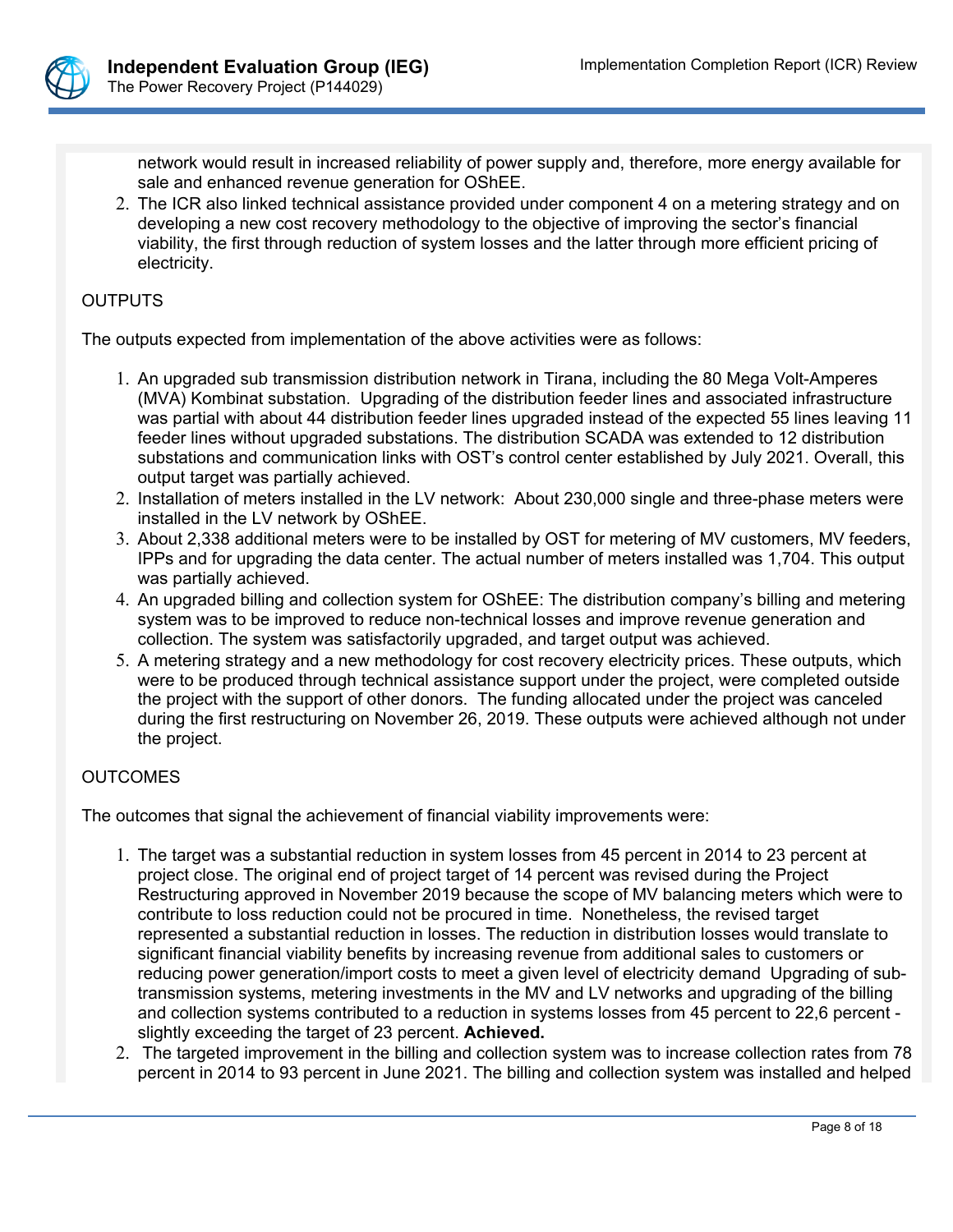network would result in increased reliability of power supply and, therefore, more energy available for sale and enhanced revenue generation for OShEE.

2. The ICR also linked technical assistance provided under component 4 on a metering strategy and on developing a new cost recovery methodology to the objective of improving the sector's financial viability, the first through reduction of system losses and the latter through more efficient pricing of electricity.

OUTPUTS

The outputs expected from implementation of the above activities were as follows:

1. An upgraded sub transmission distribution network in Tirana, including the 80 Mega Volt-Amperes (MVA) Kombinat substation. Upgrading of the distribution feeder lines and associated infrastructure was partial with about 44 distribution feeder lines upgraded instead of the expected 55 lines leaving 11 feeder lines without upgraded substations. The distribution SCADA was extended to 12 distribution substations and communication links with OST's control center established by July 2021. Overall, this output target was partially achieved.
2. Installation of meters installed in the LV network: About 230,000 single and three-phase meters were installed in the LV network by OShEE.
3. About 2,338 additional meters were to be installed by OST for metering of MV customers, MV feeders, IPPs and for upgrading the data center. The actual number of meters installed was 1,704. This output was partially achieved.
4. An upgraded billing and collection system for OShEE: The distribution company's billing and metering system was to be improved to reduce non-technical losses and improve revenue generation and collection. The system was satisfactorily upgraded, and target output was achieved.
5. A metering strategy and a new methodology for cost recovery electricity prices. These outputs, which were to be produced through technical assistance support under the project, were completed outside the project with the support of other donors. The funding allocated under the project was canceled during the first restructuring on November 26, 2019. These outputs were achieved although not under the project.

OUTCOMES

The outcomes that signal the achievement of financial viability improvements were:

1. The target was a substantial reduction in system losses from 45 percent in 2014 to 23 percent at project close. The original end of project target of 14 percent was revised during the Project Restructuring approved in November 2019 because the scope of MV balancing meters which were to contribute to loss reduction could not be procured in time. Nonetheless, the revised target represented a substantial reduction in losses. The reduction in distribution losses would translate to significant financial viability benefits by increasing revenue from additional sales to customers or reducing power generation/import costs to meet a given level of electricity demand Upgrading of sub-transmission systems, metering investments in the MV and LV networks and upgrading of the billing and collection systems contributed to a reduction in systems losses from 45 percent to 22,6 percent - slightly exceeding the target of 23 percent. **Achieved.**
2. The targeted improvement in the billing and collection system was to increase collection rates from 78 percent in 2014 to 93 percent in June 2021. The billing and collection system was installed and helped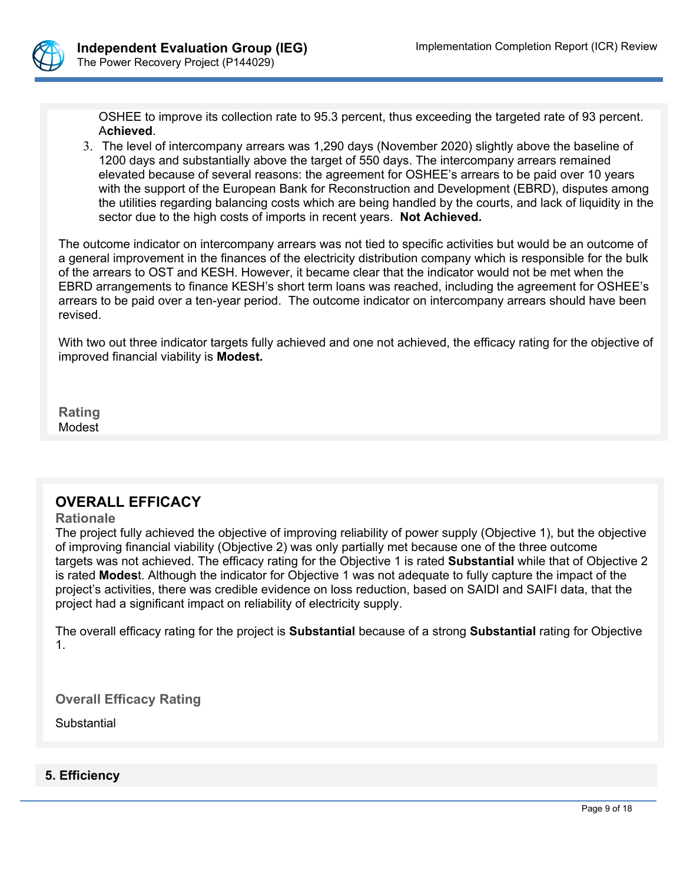OSHEE to improve its collection rate to 95.3 percent, thus exceeding the targeted rate of 93 percent. A**chieved**.

3. The level of intercompany arrears was 1,290 days (November 2020) slightly above the baseline of 1200 days and substantially above the target of 550 days. The intercompany arrears remained elevated because of several reasons: the agreement for OSHEE's arrears to be paid over 10 years with the support of the European Bank for Reconstruction and Development (EBRD), disputes among the utilities regarding balancing costs which are being handled by the courts, and lack of liquidity in the sector due to the high costs of imports in recent years. **Not Achieved.**

The outcome indicator on intercompany arrears was not tied to specific activities but would be an outcome of a general improvement in the finances of the electricity distribution company which is responsible for the bulk of the arrears to OST and KESH. However, it became clear that the indicator would not be met when the EBRD arrangements to finance KESH's short term loans was reached, including the agreement for OSHEE's arrears to be paid over a ten-year period. The outcome indicator on intercompany arrears should have been revised.

With two out three indicator targets fully achieved and one not achieved, the efficacy rating for the objective of improved financial viability is **Modest.**

**Rating**

Modest

## OVERALL EFFICACY

**Rationale**

The project fully achieved the objective of improving reliability of power supply (Objective 1), but the objective of improving financial viability (Objective 2) was only partially met because one of the three outcome targets was not achieved. The efficacy rating for the Objective 1 is rated **Substantial** while that of Objective 2 is rated **Modes**t. Although the indicator for Objective 1 was not adequate to fully capture the impact of the project's activities, there was credible evidence on loss reduction, based on SAIDI and SAIFI data, that the project had a significant impact on reliability of electricity supply.

The overall efficacy rating for the project is **Substantial** because of a strong **Substantial** rating for Objective 1.

**Overall Efficacy Rating**

Substantial

## 5. Efficiency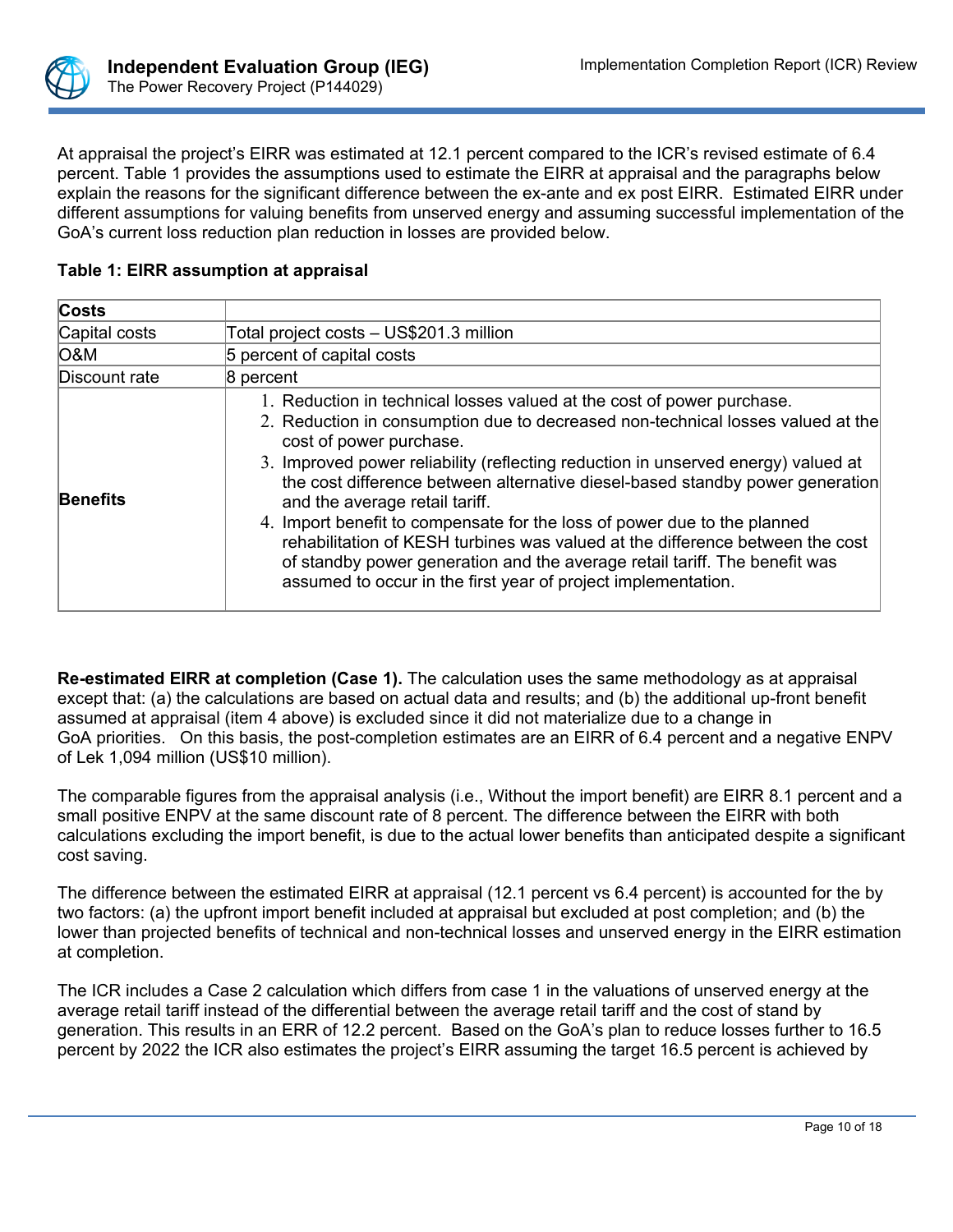At appraisal the project's EIRR was estimated at 12.1 percent compared to the ICR's revised estimate of 6.4 percent. Table 1 provides the assumptions used to estimate the EIRR at appraisal and the paragraphs below explain the reasons for the significant difference between the ex-ante and ex post EIRR. Estimated EIRR under different assumptions for valuing benefits from unserved energy and assuming successful implementation of the GoA's current loss reduction plan reduction in losses are provided below.

**Table 1: EIRR assumption at appraisal**

| **Costs** | |
|---|---|
| Capital costs | Total project costs – US$201.3 million |
| O&M | 5 percent of capital costs |
| Discount rate | 8 percent |
| **Benefits** | 1. Reduction in technical losses valued at the cost of power purchase.<br>2. Reduction in consumption due to decreased non-technical losses valued at the cost of power purchase.<br>3. Improved power reliability (reflecting reduction in unserved energy) valued at the cost difference between alternative diesel-based standby power generation and the average retail tariff.<br>4. Import benefit to compensate for the loss of power due to the planned rehabilitation of KESH turbines was valued at the difference between the cost of standby power generation and the average retail tariff. The benefit was assumed to occur in the first year of project implementation. |

**Re-estimated EIRR at completion (Case 1).** The calculation uses the same methodology as at appraisal except that: (a) the calculations are based on actual data and results; and (b) the additional up-front benefit assumed at appraisal (item 4 above) is excluded since it did not materialize due to a change in GoA priorities. On this basis, the post-completion estimates are an EIRR of 6.4 percent and a negative ENPV of Lek 1,094 million (US$10 million).

The comparable figures from the appraisal analysis (i.e., Without the import benefit) are EIRR 8.1 percent and a small positive ENPV at the same discount rate of 8 percent. The difference between the EIRR with both calculations excluding the import benefit, is due to the actual lower benefits than anticipated despite a significant cost saving.

The difference between the estimated EIRR at appraisal (12.1 percent vs 6.4 percent) is accounted for the by two factors: (a) the upfront import benefit included at appraisal but excluded at post completion; and (b) the lower than projected benefits of technical and non-technical losses and unserved energy in the EIRR estimation at completion.

The ICR includes a Case 2 calculation which differs from case 1 in the valuations of unserved energy at the average retail tariff instead of the differential between the average retail tariff and the cost of stand by generation. This results in an ERR of 12.2 percent. Based on the GoA's plan to reduce losses further to 16.5 percent by 2022 the ICR also estimates the project's EIRR assuming the target 16.5 percent is achieved by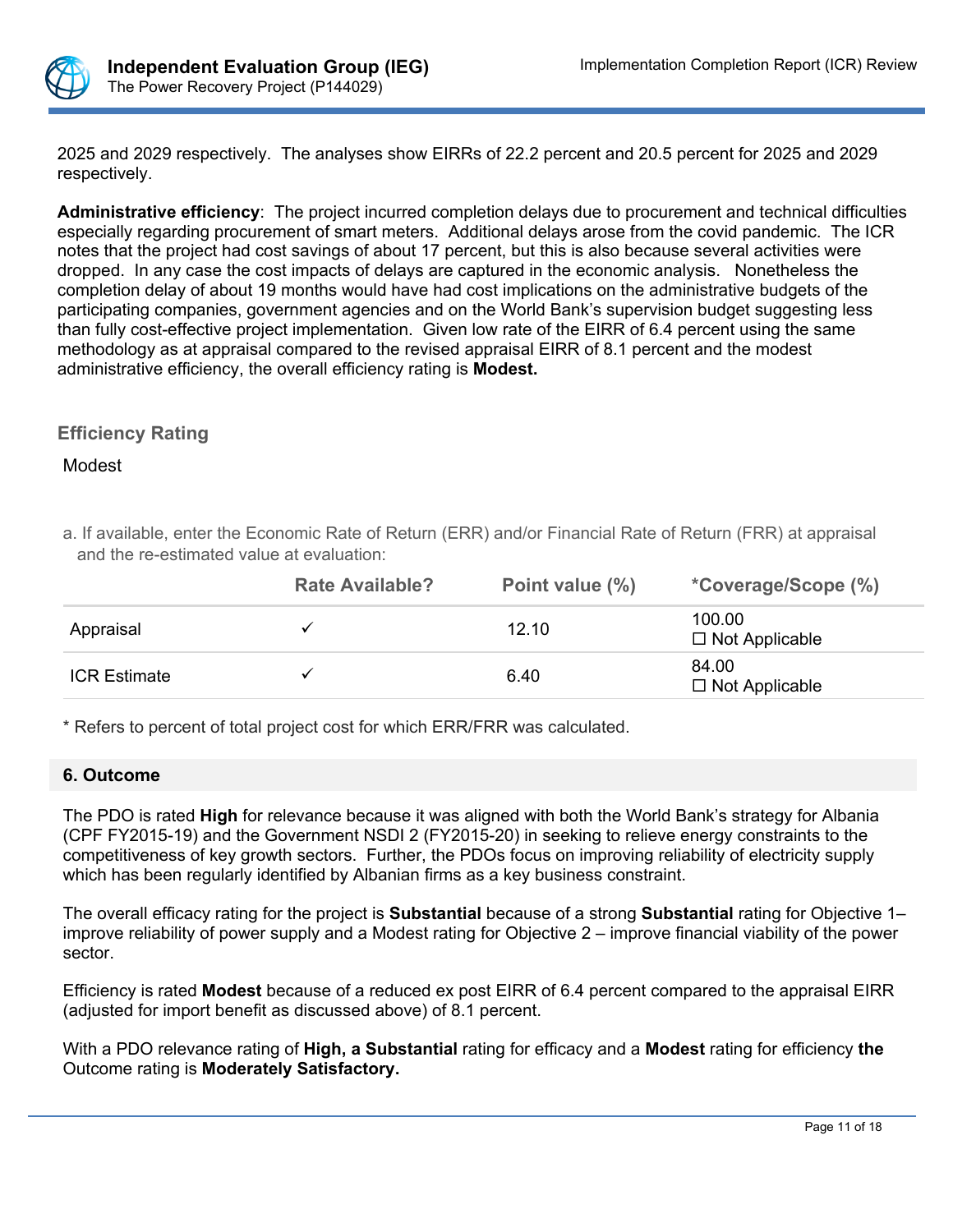2025 and 2029 respectively. The analyses show EIRRs of 22.2 percent and 20.5 percent for 2025 and 2029 respectively.

**Administrative efficiency**: The project incurred completion delays due to procurement and technical difficulties especially regarding procurement of smart meters. Additional delays arose from the covid pandemic. The ICR notes that the project had cost savings of about 17 percent, but this is also because several activities were dropped. In any case the cost impacts of delays are captured in the economic analysis. Nonetheless the completion delay of about 19 months would have had cost implications on the administrative budgets of the participating companies, government agencies and on the World Bank's supervision budget suggesting less than fully cost-effective project implementation. Given low rate of the EIRR of 6.4 percent using the same methodology as at appraisal compared to the revised appraisal EIRR of 8.1 percent and the modest administrative efficiency, the overall efficiency rating is **Modest.**

### Efficiency Rating

Modest

a. If available, enter the Economic Rate of Return (ERR) and/or Financial Rate of Return (FRR) at appraisal and the re-estimated value at evaluation:

| | Rate Available? | Point value (%) | *Coverage/Scope (%) |
|---|---|---|---|
| Appraisal | ✓ | 12.10 | 100.00 ☐ Not Applicable |
| ICR Estimate | ✓ | 6.40 | 84.00 ☐ Not Applicable |

* Refers to percent of total project cost for which ERR/FRR was calculated.

## 6. Outcome

The PDO is rated **High** for relevance because it was aligned with both the World Bank's strategy for Albania (CPF FY2015-19) and the Government NSDI 2 (FY2015-20) in seeking to relieve energy constraints to the competitiveness of key growth sectors. Further, the PDOs focus on improving reliability of electricity supply which has been regularly identified by Albanian firms as a key business constraint.

The overall efficacy rating for the project is **Substantial** because of a strong **Substantial** rating for Objective 1– improve reliability of power supply and a Modest rating for Objective 2 – improve financial viability of the power sector.

Efficiency is rated **Modest** because of a reduced ex post EIRR of 6.4 percent compared to the appraisal EIRR (adjusted for import benefit as discussed above) of 8.1 percent.

With a PDO relevance rating of **High, a Substantial** rating for efficacy and a **Modest** rating for efficiency **the** Outcome rating is **Moderately Satisfactory.**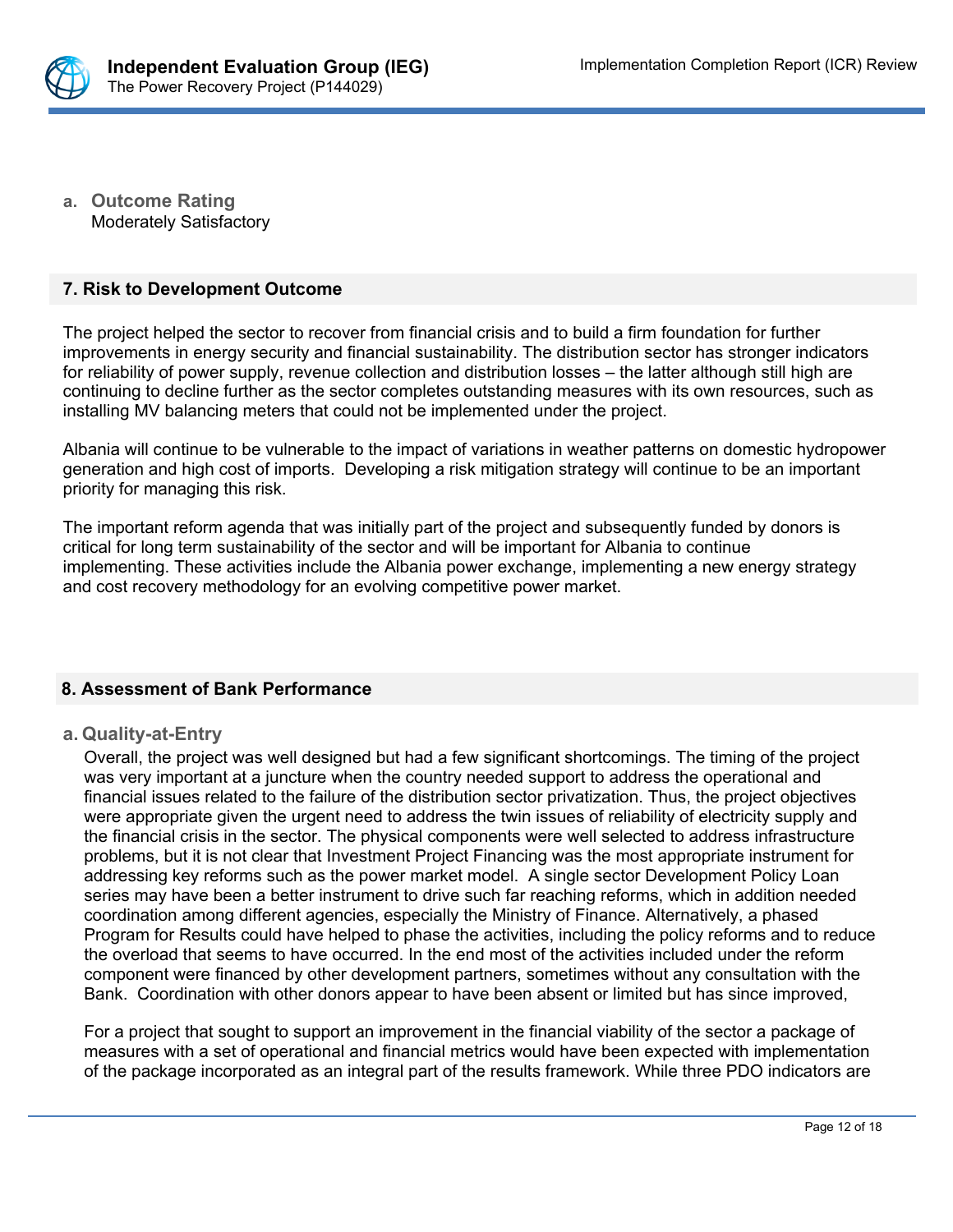**a. Outcome Rating**
Moderately Satisfactory

## 7. Risk to Development Outcome

The project helped the sector to recover from financial crisis and to build a firm foundation for further improvements in energy security and financial sustainability. The distribution sector has stronger indicators for reliability of power supply, revenue collection and distribution losses – the latter although still high are continuing to decline further as the sector completes outstanding measures with its own resources, such as installing MV balancing meters that could not be implemented under the project.

Albania will continue to be vulnerable to the impact of variations in weather patterns on domestic hydropower generation and high cost of imports. Developing a risk mitigation strategy will continue to be an important priority for managing this risk.

The important reform agenda that was initially part of the project and subsequently funded by donors is critical for long term sustainability of the sector and will be important for Albania to continue implementing. These activities include the Albania power exchange, implementing a new energy strategy and cost recovery methodology for an evolving competitive power market.

## 8. Assessment of Bank Performance

**a. Quality-at-Entry**

Overall, the project was well designed but had a few significant shortcomings. The timing of the project was very important at a juncture when the country needed support to address the operational and financial issues related to the failure of the distribution sector privatization. Thus, the project objectives were appropriate given the urgent need to address the twin issues of reliability of electricity supply and the financial crisis in the sector. The physical components were well selected to address infrastructure problems, but it is not clear that Investment Project Financing was the most appropriate instrument for addressing key reforms such as the power market model. A single sector Development Policy Loan series may have been a better instrument to drive such far reaching reforms, which in addition needed coordination among different agencies, especially the Ministry of Finance. Alternatively, a phased Program for Results could have helped to phase the activities, including the policy reforms and to reduce the overload that seems to have occurred. In the end most of the activities included under the reform component were financed by other development partners, sometimes without any consultation with the Bank. Coordination with other donors appear to have been absent or limited but has since improved,

For a project that sought to support an improvement in the financial viability of the sector a package of measures with a set of operational and financial metrics would have been expected with implementation of the package incorporated as an integral part of the results framework. While three PDO indicators are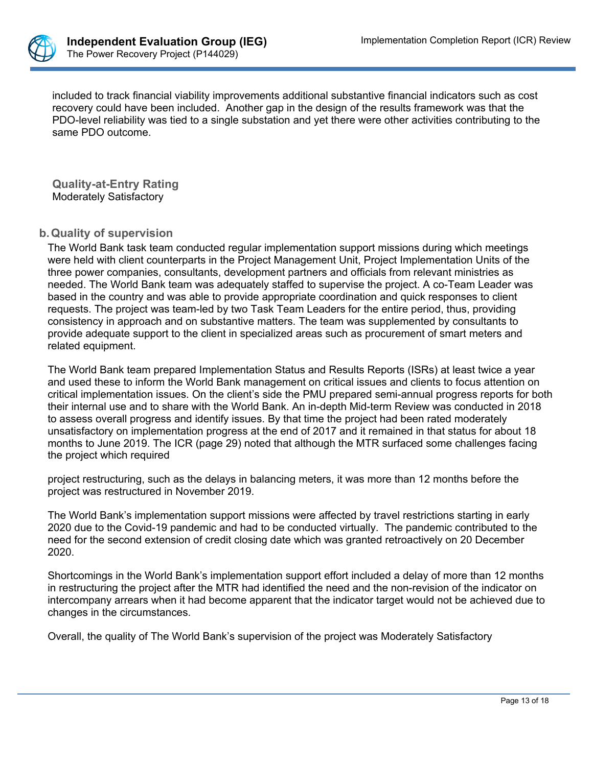included to track financial viability improvements additional substantive financial indicators such as cost recovery could have been included. Another gap in the design of the results framework was that the PDO-level reliability was tied to a single substation and yet there were other activities contributing to the same PDO outcome.

**Quality-at-Entry Rating**
Moderately Satisfactory

### b. Quality of supervision

The World Bank task team conducted regular implementation support missions during which meetings were held with client counterparts in the Project Management Unit, Project Implementation Units of the three power companies, consultants, development partners and officials from relevant ministries as needed. The World Bank team was adequately staffed to supervise the project. A co-Team Leader was based in the country and was able to provide appropriate coordination and quick responses to client requests. The project was team-led by two Task Team Leaders for the entire period, thus, providing consistency in approach and on substantive matters. The team was supplemented by consultants to provide adequate support to the client in specialized areas such as procurement of smart meters and related equipment.

The World Bank team prepared Implementation Status and Results Reports (ISRs) at least twice a year and used these to inform the World Bank management on critical issues and clients to focus attention on critical implementation issues. On the client's side the PMU prepared semi-annual progress reports for both their internal use and to share with the World Bank. An in-depth Mid-term Review was conducted in 2018 to assess overall progress and identify issues. By that time the project had been rated moderately unsatisfactory on implementation progress at the end of 2017 and it remained in that status for about 18 months to June 2019. The ICR (page 29) noted that although the MTR surfaced some challenges facing the project which required project restructuring, such as the delays in balancing meters, it was more than 12 months before the project was restructured in November 2019.

The World Bank's implementation support missions were affected by travel restrictions starting in early 2020 due to the Covid-19 pandemic and had to be conducted virtually. The pandemic contributed to the need for the second extension of credit closing date which was granted retroactively on 20 December 2020.

Shortcomings in the World Bank's implementation support effort included a delay of more than 12 months in restructuring the project after the MTR had identified the need and the non-revision of the indicator on intercompany arrears when it had become apparent that the indicator target would not be achieved due to changes in the circumstances.

Overall, the quality of The World Bank's supervision of the project was Moderately Satisfactory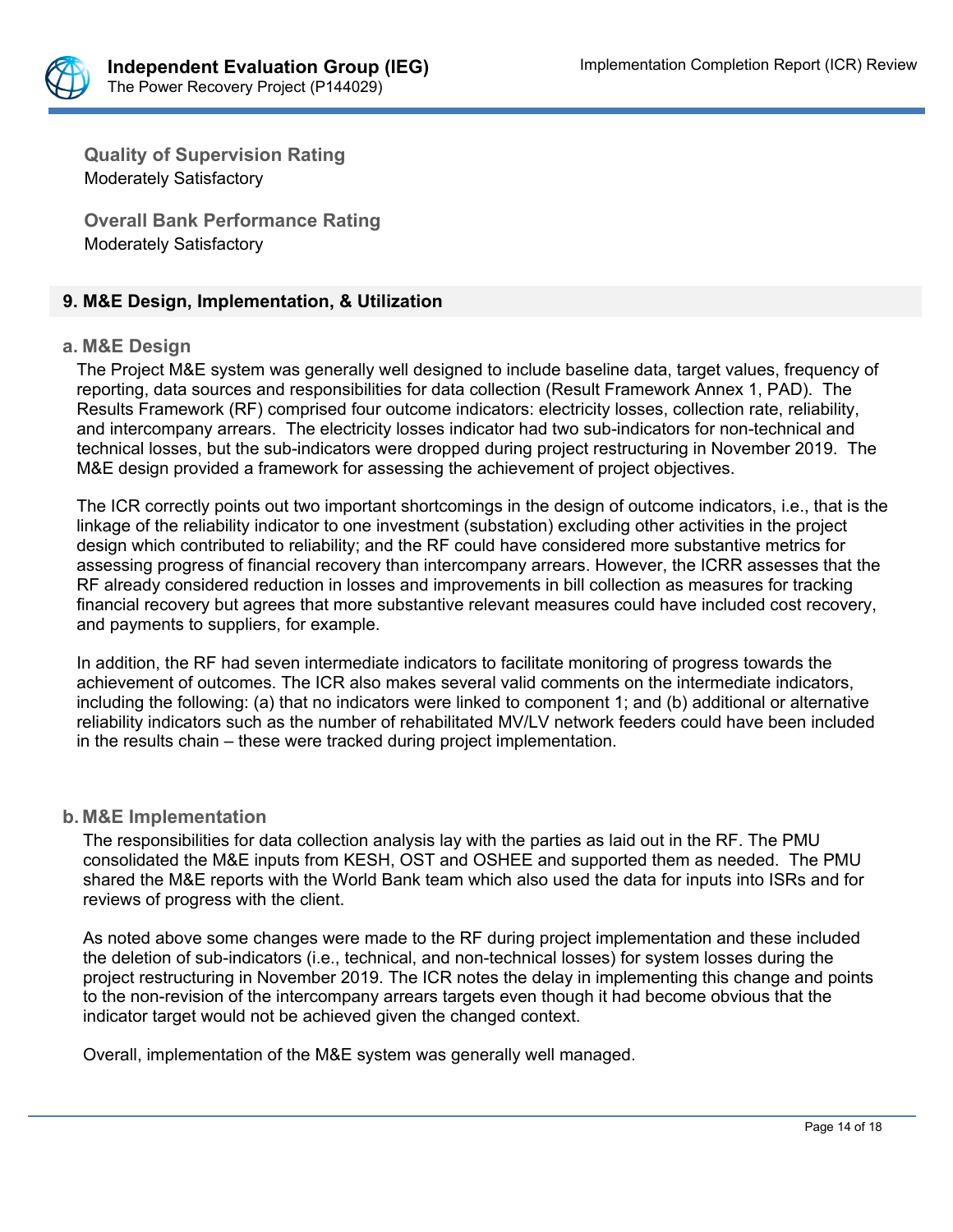**Quality of Supervision Rating**
Moderately Satisfactory

**Overall Bank Performance Rating**
Moderately Satisfactory

## 9. M&E Design, Implementation, & Utilization

### a. M&E Design

The Project M&E system was generally well designed to include baseline data, target values, frequency of reporting, data sources and responsibilities for data collection (Result Framework Annex 1, PAD). The Results Framework (RF) comprised four outcome indicators: electricity losses, collection rate, reliability, and intercompany arrears. The electricity losses indicator had two sub-indicators for non-technical and technical losses, but the sub-indicators were dropped during project restructuring in November 2019. The M&E design provided a framework for assessing the achievement of project objectives.

The ICR correctly points out two important shortcomings in the design of outcome indicators, i.e., that is the linkage of the reliability indicator to one investment (substation) excluding other activities in the project design which contributed to reliability; and the RF could have considered more substantive metrics for assessing progress of financial recovery than intercompany arrears. However, the ICRR assesses that the RF already considered reduction in losses and improvements in bill collection as measures for tracking financial recovery but agrees that more substantive relevant measures could have included cost recovery, and payments to suppliers, for example.

In addition, the RF had seven intermediate indicators to facilitate monitoring of progress towards the achievement of outcomes. The ICR also makes several valid comments on the intermediate indicators, including the following: (a) that no indicators were linked to component 1; and (b) additional or alternative reliability indicators such as the number of rehabilitated MV/LV network feeders could have been included in the results chain – these were tracked during project implementation.

### b. M&E Implementation

The responsibilities for data collection analysis lay with the parties as laid out in the RF. The PMU consolidated the M&E inputs from KESH, OST and OSHEE and supported them as needed. The PMU shared the M&E reports with the World Bank team which also used the data for inputs into ISRs and for reviews of progress with the client.

As noted above some changes were made to the RF during project implementation and these included the deletion of sub-indicators (i.e., technical, and non-technical losses) for system losses during the project restructuring in November 2019. The ICR notes the delay in implementing this change and points to the non-revision of the intercompany arrears targets even though it had become obvious that the indicator target would not be achieved given the changed context.

Overall, implementation of the M&E system was generally well managed.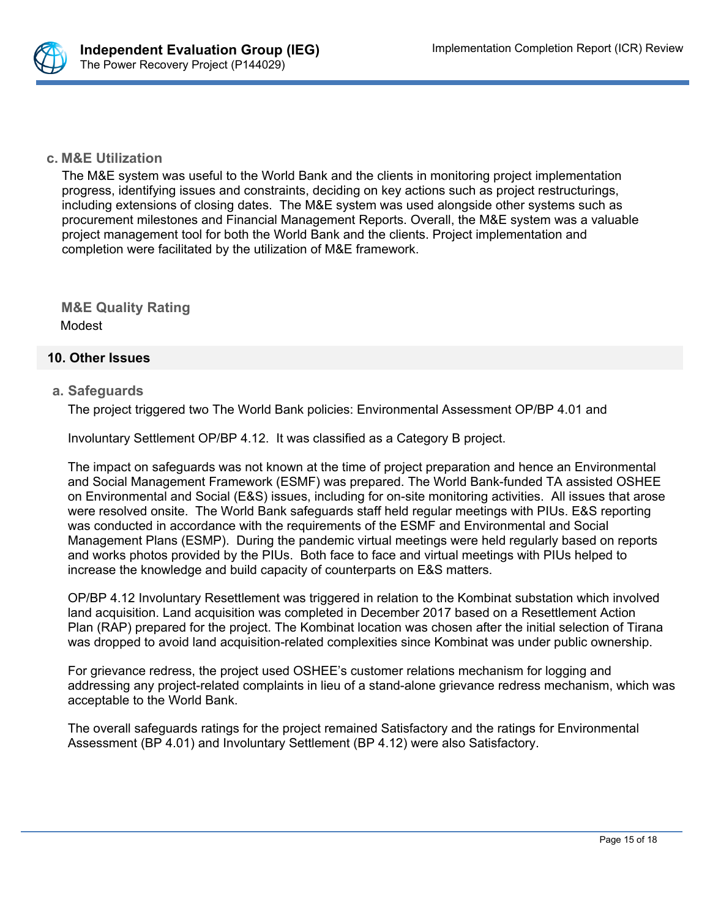### c. M&E Utilization

The M&E system was useful to the World Bank and the clients in monitoring project implementation progress, identifying issues and constraints, deciding on key actions such as project restructurings, including extensions of closing dates. The M&E system was used alongside other systems such as procurement milestones and Financial Management Reports. Overall, the M&E system was a valuable project management tool for both the World Bank and the clients. Project implementation and completion were facilitated by the utilization of M&E framework.

**M&E Quality Rating**

Modest

## 10. Other Issues

### a. Safeguards

The project triggered two The World Bank policies: Environmental Assessment OP/BP 4.01 and

Involuntary Settlement OP/BP 4.12. It was classified as a Category B project.

The impact on safeguards was not known at the time of project preparation and hence an Environmental and Social Management Framework (ESMF) was prepared. The World Bank-funded TA assisted OSHEE on Environmental and Social (E&S) issues, including for on-site monitoring activities. All issues that arose were resolved onsite. The World Bank safeguards staff held regular meetings with PIUs. E&S reporting was conducted in accordance with the requirements of the ESMF and Environmental and Social Management Plans (ESMP). During the pandemic virtual meetings were held regularly based on reports and works photos provided by the PIUs. Both face to face and virtual meetings with PIUs helped to increase the knowledge and build capacity of counterparts on E&S matters.

OP/BP 4.12 Involuntary Resettlement was triggered in relation to the Kombinat substation which involved land acquisition. Land acquisition was completed in December 2017 based on a Resettlement Action Plan (RAP) prepared for the project. The Kombinat location was chosen after the initial selection of Tirana was dropped to avoid land acquisition-related complexities since Kombinat was under public ownership.

For grievance redress, the project used OSHEE's customer relations mechanism for logging and addressing any project-related complaints in lieu of a stand-alone grievance redress mechanism, which was acceptable to the World Bank.

The overall safeguards ratings for the project remained Satisfactory and the ratings for Environmental Assessment (BP 4.01) and Involuntary Settlement (BP 4.12) were also Satisfactory.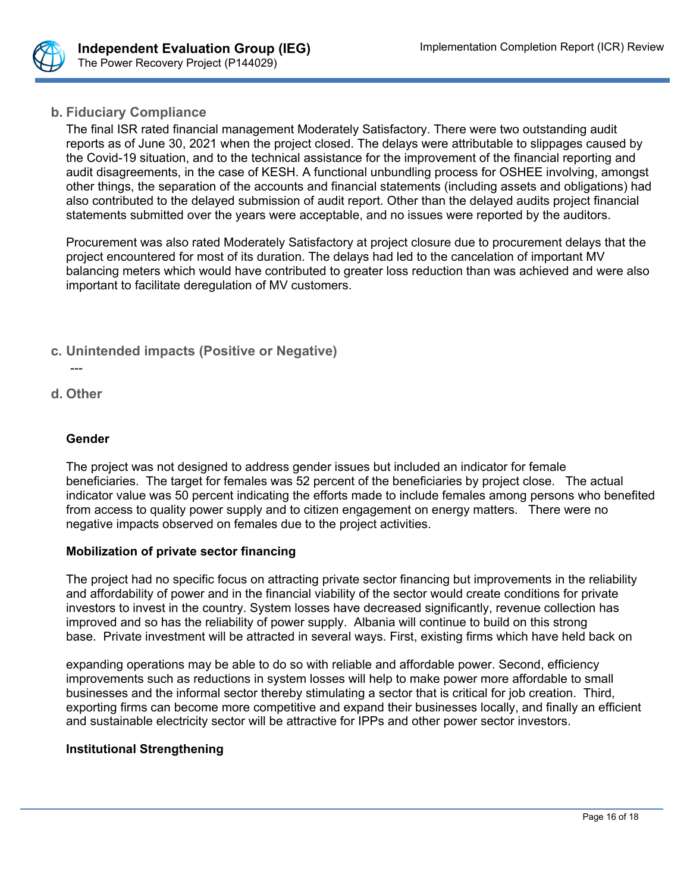### b. Fiduciary Compliance

The final ISR rated financial management Moderately Satisfactory. There were two outstanding audit reports as of June 30, 2021 when the project closed. The delays were attributable to slippages caused by the Covid-19 situation, and to the technical assistance for the improvement of the financial reporting and audit disagreements, in the case of KESH. A functional unbundling process for OSHEE involving, amongst other things, the separation of the accounts and financial statements (including assets and obligations) had also contributed to the delayed submission of audit report. Other than the delayed audits project financial statements submitted over the years were acceptable, and no issues were reported by the auditors.

Procurement was also rated Moderately Satisfactory at project closure due to procurement delays that the project encountered for most of its duration. The delays had led to the cancelation of important MV balancing meters which would have contributed to greater loss reduction than was achieved and were also important to facilitate deregulation of MV customers.

### c. Unintended impacts (Positive or Negative)

---

### d. Other

**Gender**

The project was not designed to address gender issues but included an indicator for female beneficiaries. The target for females was 52 percent of the beneficiaries by project close. The actual indicator value was 50 percent indicating the efforts made to include females among persons who benefited from access to quality power supply and to citizen engagement on energy matters. There were no negative impacts observed on females due to the project activities.

**Mobilization of private sector financing**

The project had no specific focus on attracting private sector financing but improvements in the reliability and affordability of power and in the financial viability of the sector would create conditions for private investors to invest in the country. System losses have decreased significantly, revenue collection has improved and so has the reliability of power supply. Albania will continue to build on this strong base. Private investment will be attracted in several ways. First, existing firms which have held back on expanding operations may be able to do so with reliable and affordable power. Second, efficiency improvements such as reductions in system losses will help to make power more affordable to small businesses and the informal sector thereby stimulating a sector that is critical for job creation. Third, exporting firms can become more competitive and expand their businesses locally, and finally an efficient and sustainable electricity sector will be attractive for IPPs and other power sector investors.

**Institutional Strengthening**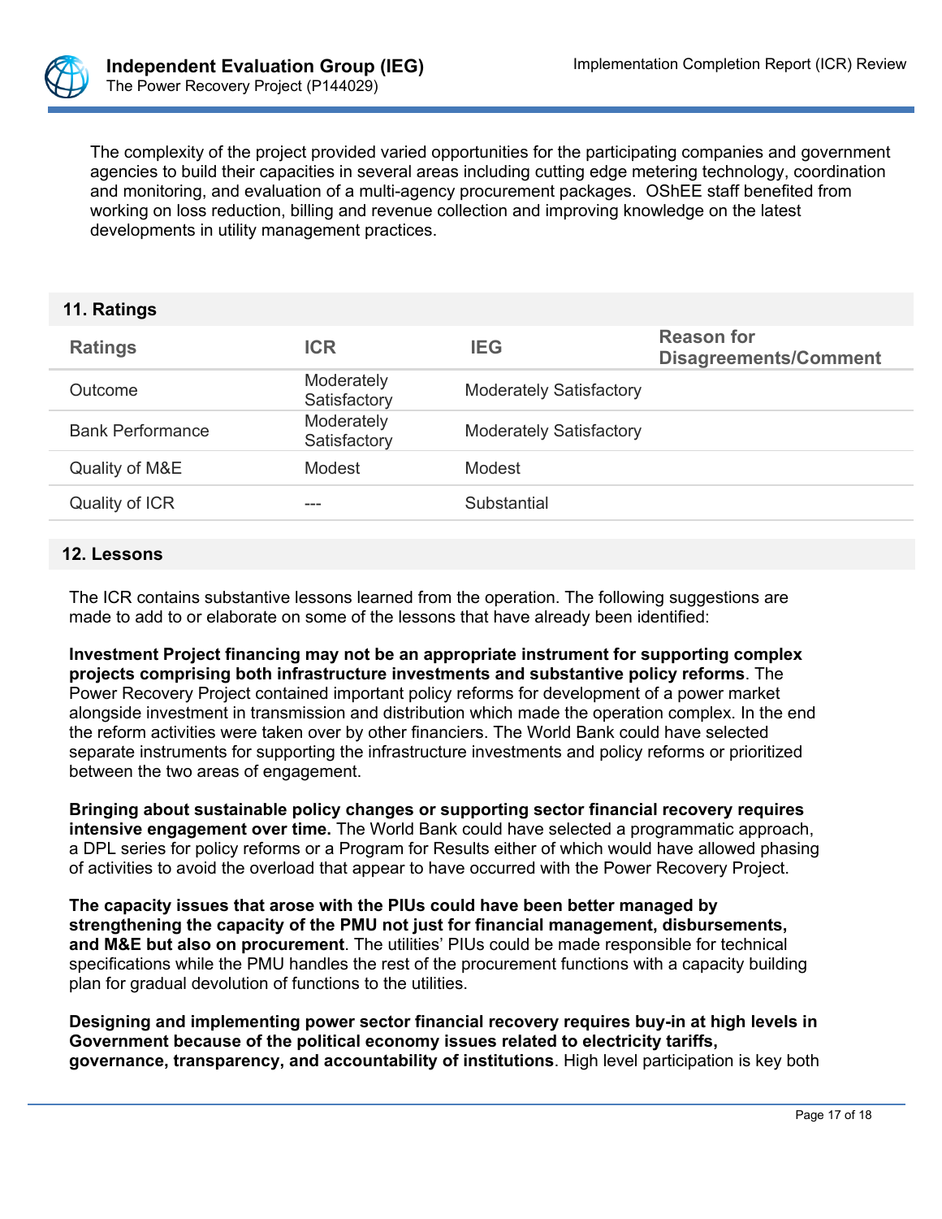The complexity of the project provided varied opportunities for the participating companies and government agencies to build their capacities in several areas including cutting edge metering technology, coordination and monitoring, and evaluation of a multi-agency procurement packages. OShEE staff benefited from working on loss reduction, billing and revenue collection and improving knowledge on the latest developments in utility management practices.

## 11. Ratings

| Ratings | ICR | IEG | Reason for Disagreements/Comment |
|---|---|---|---|
| Outcome | Moderately Satisfactory | Moderately Satisfactory | |
| Bank Performance | Moderately Satisfactory | Moderately Satisfactory | |
| Quality of M&E | Modest | Modest | |
| Quality of ICR | --- | Substantial | |

## 12. Lessons

The ICR contains substantive lessons learned from the operation. The following suggestions are made to add to or elaborate on some of the lessons that have already been identified:

**Investment Project financing may not be an appropriate instrument for supporting complex projects comprising both infrastructure investments and substantive policy reforms**. The Power Recovery Project contained important policy reforms for development of a power market alongside investment in transmission and distribution which made the operation complex. In the end the reform activities were taken over by other financiers. The World Bank could have selected separate instruments for supporting the infrastructure investments and policy reforms or prioritized between the two areas of engagement.

**Bringing about sustainable policy changes or supporting sector financial recovery requires intensive engagement over time.** The World Bank could have selected a programmatic approach, a DPL series for policy reforms or a Program for Results either of which would have allowed phasing of activities to avoid the overload that appear to have occurred with the Power Recovery Project.

**The capacity issues that arose with the PIUs could have been better managed by strengthening the capacity of the PMU not just for financial management, disbursements, and M&E but also on procurement**. The utilities' PIUs could be made responsible for technical specifications while the PMU handles the rest of the procurement functions with a capacity building plan for gradual devolution of functions to the utilities.

**Designing and implementing power sector financial recovery requires buy-in at high levels in Government because of the political economy issues related to electricity tariffs, governance, transparency, and accountability of institutions**. High level participation is key both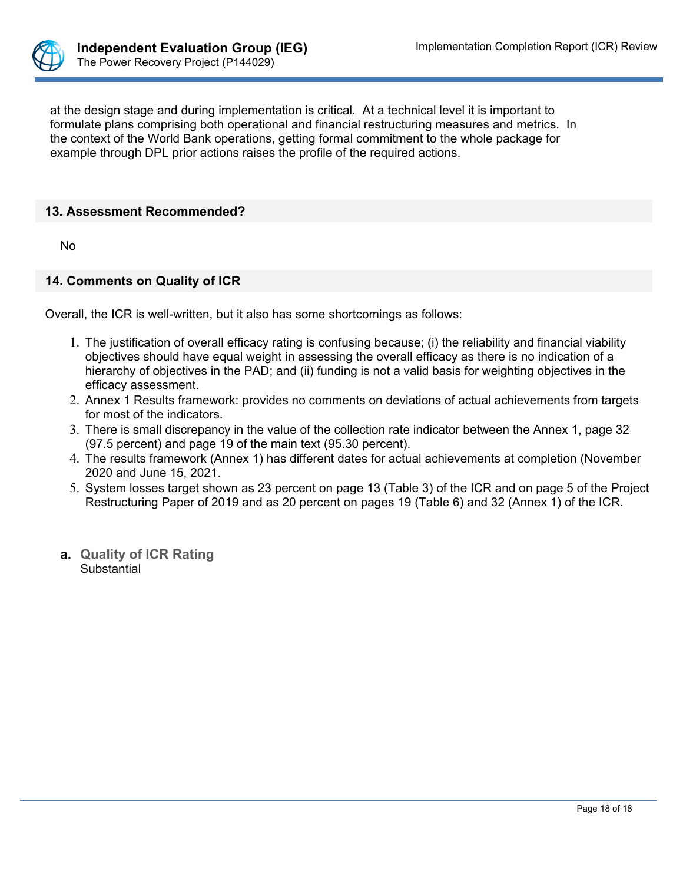at the design stage and during implementation is critical. At a technical level it is important to formulate plans comprising both operational and financial restructuring measures and metrics. In the context of the World Bank operations, getting formal commitment to the whole package for example through DPL prior actions raises the profile of the required actions.

## 13. Assessment Recommended?

No

## 14. Comments on Quality of ICR

Overall, the ICR is well-written, but it also has some shortcomings as follows:

1. The justification of overall efficacy rating is confusing because; (i) the reliability and financial viability objectives should have equal weight in assessing the overall efficacy as there is no indication of a hierarchy of objectives in the PAD; and (ii) funding is not a valid basis for weighting objectives in the efficacy assessment.
2. Annex 1 Results framework: provides no comments on deviations of actual achievements from targets for most of the indicators.
3. There is small discrepancy in the value of the collection rate indicator between the Annex 1, page 32 (97.5 percent) and page 19 of the main text (95.30 percent).
4. The results framework (Annex 1) has different dates for actual achievements at completion (November 2020 and June 15, 2021.
5. System losses target shown as 23 percent on page 13 (Table 3) of the ICR and on page 5 of the Project Restructuring Paper of 2019 and as 20 percent on pages 19 (Table 6) and 32 (Annex 1) of the ICR.

**a. Quality of ICR Rating**
Substantial